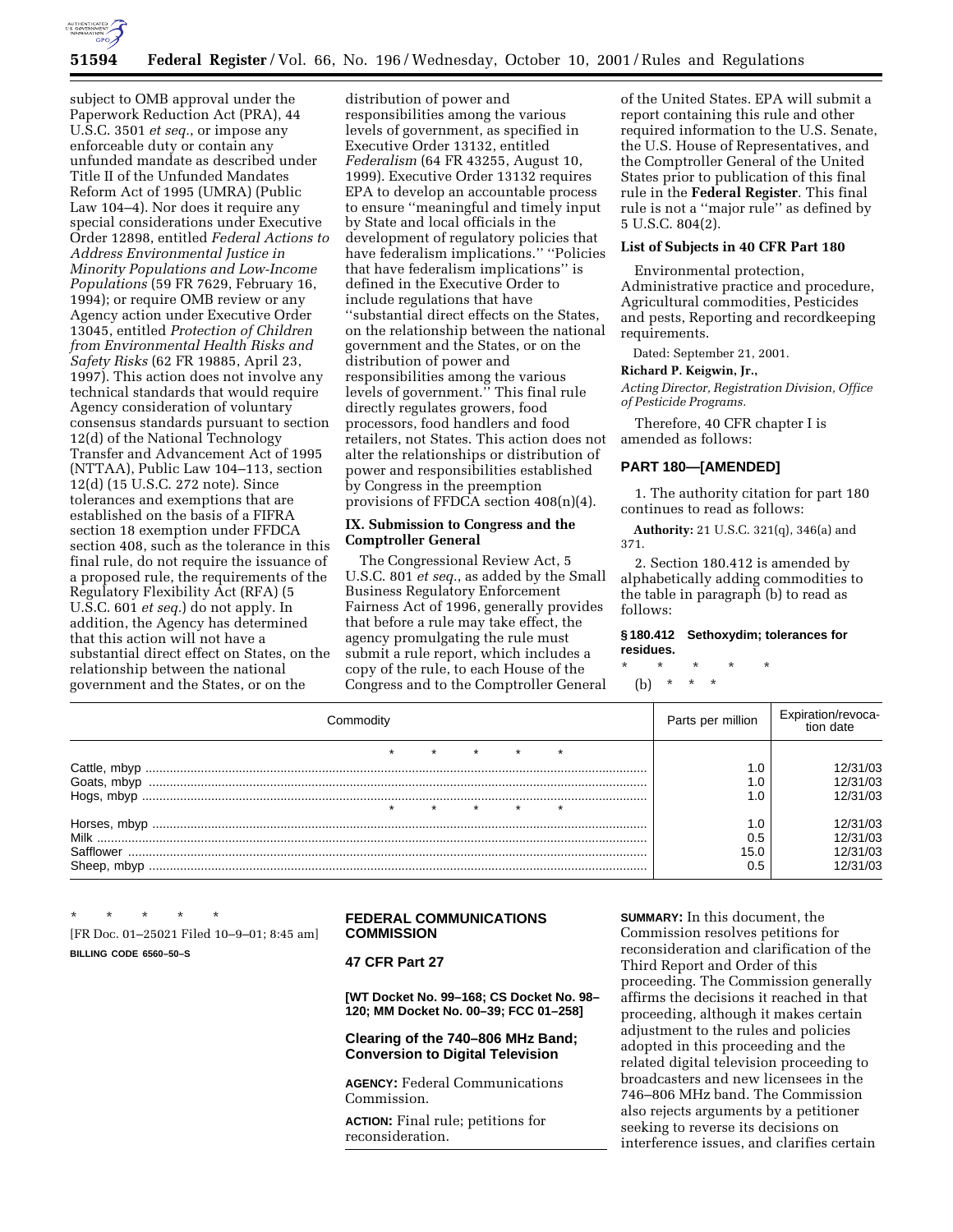subject to OMB approval under the Paperwork Reduction Act (PRA), 44 U.S.C. 3501 *et seq.*, or impose any enforceable duty or contain any unfunded mandate as described under Title II of the Unfunded Mandates Reform Act of 1995 (UMRA) (Public Law 104–4). Nor does it require any special considerations under Executive Order 12898, entitled *Federal Actions to Address Environmental Justice in Minority Populations and Low-Income Populations* (59 FR 7629, February 16, 1994); or require OMB review or any Agency action under Executive Order 13045, entitled *Protection of Children from Environmental Health Risks and Safety Risks* (62 FR 19885, April 23, 1997). This action does not involve any technical standards that would require Agency consideration of voluntary consensus standards pursuant to section 12(d) of the National Technology Transfer and Advancement Act of 1995 (NTTAA), Public Law 104–113, section 12(d) (15 U.S.C. 272 note). Since tolerances and exemptions that are established on the basis of a FIFRA section 18 exemption under FFDCA section 408, such as the tolerance in this final rule, do not require the issuance of a proposed rule, the requirements of the Regulatory Flexibility Act (RFA) (5 U.S.C. 601 *et seq.*) do not apply. In addition, the Agency has determined that this action will not have a substantial direct effect on States, on the relationship between the national government and the States, or on the distribution of power and responsibilities among the various levels of government, as specified in Executive Order 13132, entitled *Federalism* (64 FR 43255, August 10, 1999). Executive Order 13132 requires EPA to develop an accountable process to ensure ''meaningful and timely input by State and local officials in the development of regulatory policies that have federalism implications.'' ''Policies that have federalism implications'' is defined in the Executive Order to include regulations that have ''substantial direct effects on the States, on the relationship between the national government and the States, or on the distribution of power and responsibilities among the various levels of government.'' This final rule directly regulates growers, food processors, food handlers and food retailers, not States. This action does not alter the relationships or distribution of power and responsibilities established by Congress in the preemption provisions of FFDCA section 408(n)(4).

## IX. Submission to Congress and the Comptroller General

The Congressional Review Act, 5 U.S.C. 801 *et seq.*, as added by the Small Business Regulatory Enforcement Fairness Act of 1996, generally provides that before a rule may take effect, the agency promulgating the rule must submit a rule report, which includes a copy of the rule, to each House of the Congress and to the Comptroller General of the United States. EPA will submit a report containing this rule and other required information to the U.S. Senate, the U.S. House of Representatives, and the Comptroller General of the United States prior to publication of this final rule in the **Federal Register**. This final rule is not a ''major rule'' as defined by 5 U.S.C. 804(2).

### List of Subjects in 40 CFR Part 180

Environmental protection, Administrative practice and procedure, Agricultural commodities, Pesticides and pests, Reporting and recordkeeping requirements.

Dated: September 21, 2001.

**Richard P. Keigwin, Jr.,**

*Acting Director, Registration Division, Office of Pesticide Programs.*

Therefore, 40 CFR chapter I is amended as follows:

## PART 180—[AMENDED]

1. The authority citation for part 180 continues to read as follows:

**Authority:** 21 U.S.C. 321(q), 346(a) and 371.

2. Section 180.412 is amended by alphabetically adding commodities to the table in paragraph (b) to read as follows:

**§ 180.412 Sethoxydim; tolerances for residues.**

\* \* \* \* \*

(b) \* \* \*

| Commodity | Parts per million | Expiration/revocation date |
|---|---|---|
| \* \* \* \* \* | | |
| Cattle, mbyp | 1.0 | 12/31/03 |
| Goats, mbyp | 1.0 | 12/31/03 |
| Hogs, mbyp | 1.0 | 12/31/03 |
| \* \* \* \* \* | | |
| Horses, mbyp | 1.0 | 12/31/03 |
| Milk | 0.5 | 12/31/03 |
| Safflower | 15.0 | 12/31/03 |
| Sheep, mbyp | 0.5 | 12/31/03 |

\* \* \* \* \*

[FR Doc. 01–25021 Filed 10–9–01; 8:45 am]

**BILLING CODE 6560–50–S**

## FEDERAL COMMUNICATIONS COMMISSION

### 47 CFR Part 27

**[WT Docket No. 99–168; CS Docket No. 98–120; MM Docket No. 00–39; FCC 01–258]**

### Clearing of the 740–806 MHz Band; Conversion to Digital Television

**AGENCY:** Federal Communications Commission.

**ACTION:** Final rule; petitions for reconsideration.

**SUMMARY:** In this document, the Commission resolves petitions for reconsideration and clarification of the Third Report and Order of this proceeding. The Commission generally affirms the decisions it reached in that proceeding, although it makes certain adjustment to the rules and policies adopted in this proceeding and the related digital television proceeding to broadcasters and new licensees in the 746–806 MHz band. The Commission also rejects arguments by a petitioner seeking to reverse its decisions on interference issues, and clarifies certain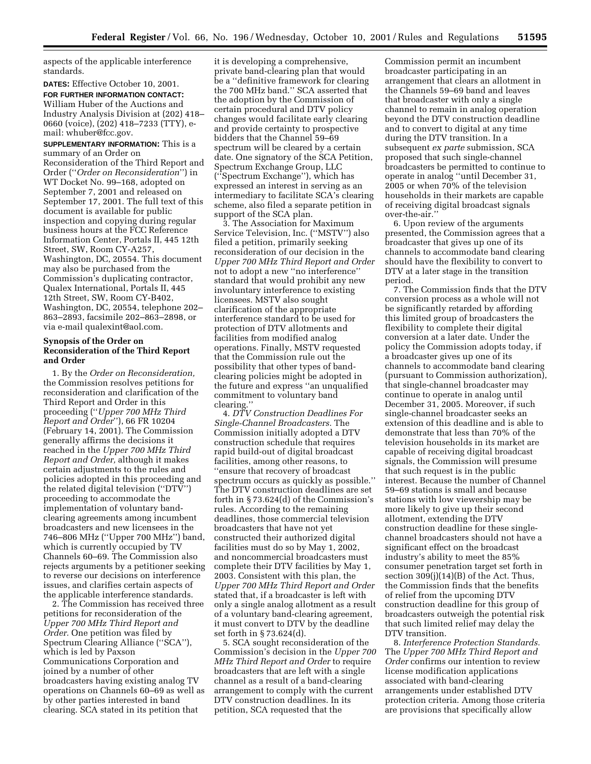aspects of the applicable interference standards.

**DATES:** Effective October 10, 2001.

**FOR FURTHER INFORMATION CONTACT:** William Huber of the Auctions and Industry Analysis Division at (202) 418–0660 (voice), (202) 418–7233 (TTY), e-mail: whuber@fcc.gov.

**SUPPLEMENTARY INFORMATION:** This is a summary of an Order on Reconsideration of the Third Report and Order (''*Order on Reconsideration*'') in WT Docket No. 99–168, adopted on September 7, 2001 and released on September 17, 2001. The full text of this document is available for public inspection and copying during regular business hours at the FCC Reference Information Center, Portals II, 445 12th Street, SW, Room CY-A257, Washington, DC, 20554. This document may also be purchased from the Commission's duplicating contractor, Qualex International, Portals II, 445 12th Street, SW, Room CY-B402, Washington, DC, 20554, telephone 202–863–2893, facsimile 202–863–2898, or via e-mail qualexint@aol.com.

## Synopsis of the Order on Reconsideration of the Third Report and Order

1. By the *Order on Reconsideration,* the Commission resolves petitions for reconsideration and clarification of the Third Report and Order in this proceeding (''*Upper 700 MHz Third Report and Order*''), 66 FR 10204 (February 14, 2001). The Commission generally affirms the decisions it reached in the *Upper 700 MHz Third Report and Order,* although it makes certain adjustments to the rules and policies adopted in this proceeding and the related digital television (''DTV'') proceeding to accommodate the implementation of voluntary band-clearing agreements among incumbent broadcasters and new licensees in the 746–806 MHz (''Upper 700 MHz'') band, which is currently occupied by TV Channels 60–69. The Commission also rejects arguments by a petitioner seeking to reverse our decisions on interference issues, and clarifies certain aspects of the applicable interference standards.

2. The Commission has received three petitions for reconsideration of the *Upper 700 MHz Third Report and Order.* One petition was filed by Spectrum Clearing Alliance (''SCA''), which is led by Paxson Communications Corporation and joined by a number of other broadcasters having existing analog TV operations on Channels 60–69 as well as by other parties interested in band clearing. SCA stated in its petition that it is developing a comprehensive, private band-clearing plan that would be a ''definitive framework for clearing the 700 MHz band.'' SCA asserted that the adoption by the Commission of certain procedural and DTV policy changes would facilitate early clearing and provide certainty to prospective bidders that the Channel 59–69 spectrum will be cleared by a certain date. One signatory of the SCA Petition, Spectrum Exchange Group, LLC (''Spectrum Exchange''), which has expressed an interest in serving as an intermediary to facilitate SCA's clearing scheme, also filed a separate petition in support of the SCA plan.

3. The Association for Maximum Service Television, Inc. (''MSTV'') also filed a petition, primarily seeking reconsideration of our decision in the *Upper 700 MHz Third Report and Order* not to adopt a new ''no interference'' standard that would prohibit any new involuntary interference to existing licensees. MSTV also sought clarification of the appropriate interference standard to be used for protection of DTV allotments and facilities from modified analog operations. Finally, MSTV requested that the Commission rule out the possibility that other types of band-clearing policies might be adopted in the future and express ''an unqualified commitment to voluntary band clearing.''

4. *DTV Construction Deadlines For Single-Channel Broadcasters.* The Commission initially adopted a DTV construction schedule that requires rapid build-out of digital broadcast facilities, among other reasons, to ''ensure that recovery of broadcast spectrum occurs as quickly as possible.'' The DTV construction deadlines are set forth in § 73.624(d) of the Commission's rules. According to the remaining deadlines, those commercial television broadcasters that have not yet constructed their authorized digital facilities must do so by May 1, 2002, and noncommercial broadcasters must complete their DTV facilities by May 1, 2003. Consistent with this plan, the *Upper 700 MHz Third Report and Order* stated that, if a broadcaster is left with only a single analog allotment as a result of a voluntary band-clearing agreement, it must convert to DTV by the deadline set forth in § 73.624(d).

5. SCA sought reconsideration of the Commission's decision in the *Upper 700 MHz Third Report and Order* to require broadcasters that are left with a single channel as a result of a band-clearing arrangement to comply with the current DTV construction deadlines. In its petition, SCA requested that the Commission permit an incumbent broadcaster participating in an arrangement that clears an allotment in the Channels 59–69 band and leaves that broadcaster with only a single channel to remain in analog operation beyond the DTV construction deadline and to convert to digital at any time during the DTV transition. In a subsequent *ex parte* submission, SCA proposed that such single-channel broadcasters be permitted to continue to operate in analog ''until December 31, 2005 or when 70% of the television households in their markets are capable of receiving digital broadcast signals over-the-air.''

6. Upon review of the arguments presented, the Commission agrees that a broadcaster that gives up one of its channels to accommodate band clearing should have the flexibility to convert to DTV at a later stage in the transition period.

7. The Commission finds that the DTV conversion process as a whole will not be significantly retarded by affording this limited group of broadcasters the flexibility to complete their digital conversion at a later date. Under the policy the Commission adopts today, if a broadcaster gives up one of its channels to accommodate band clearing (pursuant to Commission authorization), that single-channel broadcaster may continue to operate in analog until December 31, 2005. Moreover, if such single-channel broadcaster seeks an extension of this deadline and is able to demonstrate that less than 70% of the television households in its market are capable of receiving digital broadcast signals, the Commission will presume that such request is in the public interest. Because the number of Channel 59–69 stations is small and because stations with low viewership may be more likely to give up their second allotment, extending the DTV construction deadline for these single-channel broadcasters should not have a significant effect on the broadcast industry's ability to meet the 85% consumer penetration target set forth in section 309(j)(14)(B) of the Act. Thus, the Commission finds that the benefits of relief from the upcoming DTV construction deadline for this group of broadcasters outweigh the potential risk that such limited relief may delay the DTV transition.

8. *Interference Protection Standards.* The *Upper 700 MHz Third Report and Order* confirms our intention to review license modification applications associated with band-clearing arrangements under established DTV protection criteria. Among those criteria are provisions that specifically allow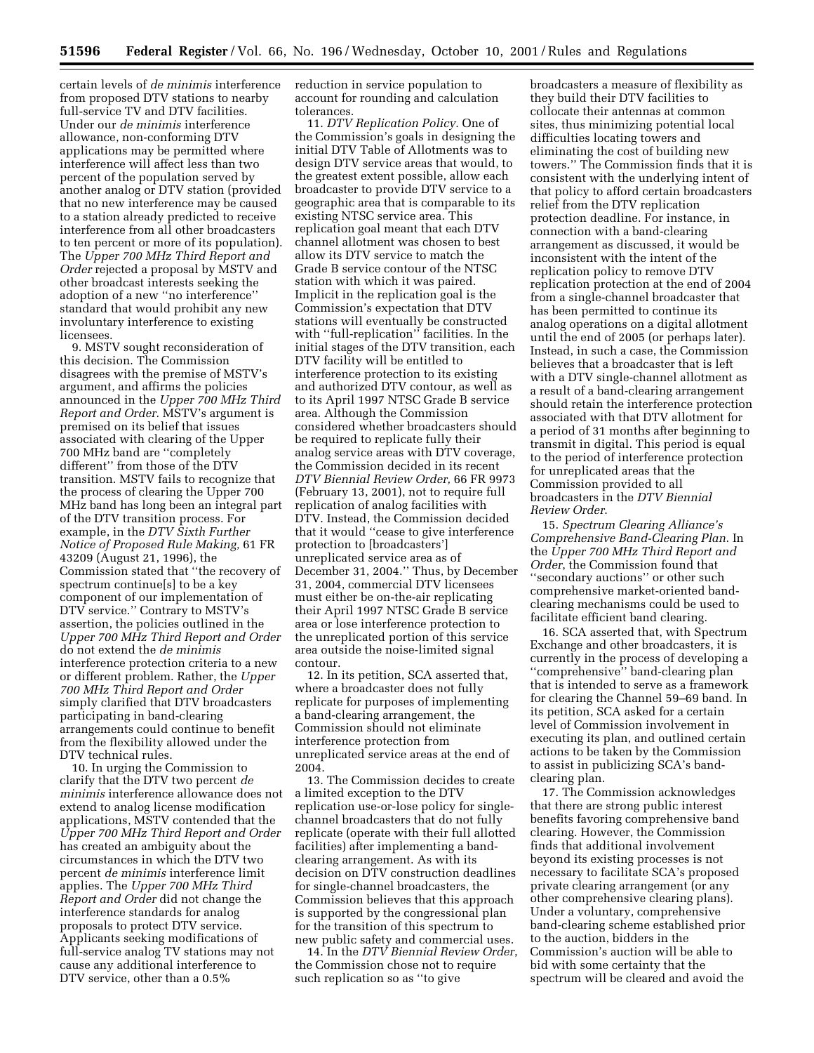certain levels of *de minimis* interference from proposed DTV stations to nearby full-service TV and DTV facilities. Under our *de minimis* interference allowance, non-conforming DTV applications may be permitted where interference will affect less than two percent of the population served by another analog or DTV station (provided that no new interference may be caused to a station already predicted to receive interference from all other broadcasters to ten percent or more of its population). The *Upper 700 MHz Third Report and Order* rejected a proposal by MSTV and other broadcast interests seeking the adoption of a new ''no interference'' standard that would prohibit any new involuntary interference to existing licensees.

9. MSTV sought reconsideration of this decision. The Commission disagrees with the premise of MSTV's argument, and affirms the policies announced in the *Upper 700 MHz Third Report and Order.* MSTV's argument is premised on its belief that issues associated with clearing of the Upper 700 MHz band are ''completely different'' from those of the DTV transition. MSTV fails to recognize that the process of clearing the Upper 700 MHz band has long been an integral part of the DTV transition process. For example, in the *DTV Sixth Further Notice of Proposed Rule Making,* 61 FR 43209 (August 21, 1996), the Commission stated that ''the recovery of spectrum continue[s] to be a key component of our implementation of DTV service.'' Contrary to MSTV's assertion, the policies outlined in the *Upper 700 MHz Third Report and Order* do not extend the *de minimis* interference protection criteria to a new or different problem. Rather, the *Upper 700 MHz Third Report and Order* simply clarified that DTV broadcasters participating in band-clearing arrangements could continue to benefit from the flexibility allowed under the DTV technical rules.

10. In urging the Commission to clarify that the DTV two percent *de minimis* interference allowance does not extend to analog license modification applications, MSTV contended that the *Upper 700 MHz Third Report and Order* has created an ambiguity about the circumstances in which the DTV two percent *de minimis* interference limit applies. The *Upper 700 MHz Third Report and Order* did not change the interference standards for analog proposals to protect DTV service. Applicants seeking modifications of full-service analog TV stations may not cause any additional interference to DTV service, other than a 0.5% reduction in service population to account for rounding and calculation tolerances.

11. *DTV Replication Policy.* One of the Commission's goals in designing the initial DTV Table of Allotments was to design DTV service areas that would, to the greatest extent possible, allow each broadcaster to provide DTV service to a geographic area that is comparable to its existing NTSC service area. This replication goal meant that each DTV channel allotment was chosen to best allow its DTV service to match the Grade B service contour of the NTSC station with which it was paired. Implicit in the replication goal is the Commission's expectation that DTV stations will eventually be constructed with ''full-replication'' facilities. In the initial stages of the DTV transition, each DTV facility will be entitled to interference protection to its existing and authorized DTV contour, as well as to its April 1997 NTSC Grade B service area. Although the Commission considered whether broadcasters should be required to replicate fully their analog service areas with DTV coverage, the Commission decided in its recent *DTV Biennial Review Order,* 66 FR 9973 (February 13, 2001), not to require full replication of analog facilities with DTV. Instead, the Commission decided that it would ''cease to give interference protection to [broadcasters'] unreplicated service area as of December 31, 2004.'' Thus, by December 31, 2004, commercial DTV licensees must either be on-the-air replicating their April 1997 NTSC Grade B service area or lose interference protection to the unreplicated portion of this service area outside the noise-limited signal contour.

12. In its petition, SCA asserted that, where a broadcaster does not fully replicate for purposes of implementing a band-clearing arrangement, the Commission should not eliminate interference protection from unreplicated service areas at the end of 2004.

13. The Commission decides to create a limited exception to the DTV replication use-or-lose policy for single-channel broadcasters that do not fully replicate (operate with their full allotted facilities) after implementing a band-clearing arrangement. As with its decision on DTV construction deadlines for single-channel broadcasters, the Commission believes that this approach is supported by the congressional plan for the transition of this spectrum to new public safety and commercial uses.

14. In the *DTV Biennial Review Order*, the Commission chose not to require such replication so as ''to give broadcasters a measure of flexibility as they build their DTV facilities to collocate their antennas at common sites, thus minimizing potential local difficulties locating towers and eliminating the cost of building new towers.'' The Commission finds that it is consistent with the underlying intent of that policy to afford certain broadcasters relief from the DTV replication protection deadline. For instance, in connection with a band-clearing arrangement as discussed, it would be inconsistent with the intent of the replication policy to remove DTV replication protection at the end of 2004 from a single-channel broadcaster that has been permitted to continue its analog operations on a digital allotment until the end of 2005 (or perhaps later). Instead, in such a case, the Commission believes that a broadcaster that is left with a DTV single-channel allotment as a result of a band-clearing arrangement should retain the interference protection associated with that DTV allotment for a period of 31 months after beginning to transmit in digital. This period is equal to the period of interference protection for unreplicated areas that the Commission provided to all broadcasters in the *DTV Biennial Review Order*.

15. *Spectrum Clearing Alliance's Comprehensive Band-Clearing Plan.* In the *Upper 700 MHz Third Report and Order*, the Commission found that ''secondary auctions'' or other such comprehensive market-oriented band-clearing mechanisms could be used to facilitate efficient band clearing.

16. SCA asserted that, with Spectrum Exchange and other broadcasters, it is currently in the process of developing a ''comprehensive'' band-clearing plan that is intended to serve as a framework for clearing the Channel 59–69 band. In its petition, SCA asked for a certain level of Commission involvement in executing its plan, and outlined certain actions to be taken by the Commission to assist in publicizing SCA's band-clearing plan.

17. The Commission acknowledges that there are strong public interest benefits favoring comprehensive band clearing. However, the Commission finds that additional involvement beyond its existing processes is not necessary to facilitate SCA's proposed private clearing arrangement (or any other comprehensive clearing plans). Under a voluntary, comprehensive band-clearing scheme established prior to the auction, bidders in the Commission's auction will be able to bid with some certainty that the spectrum will be cleared and avoid the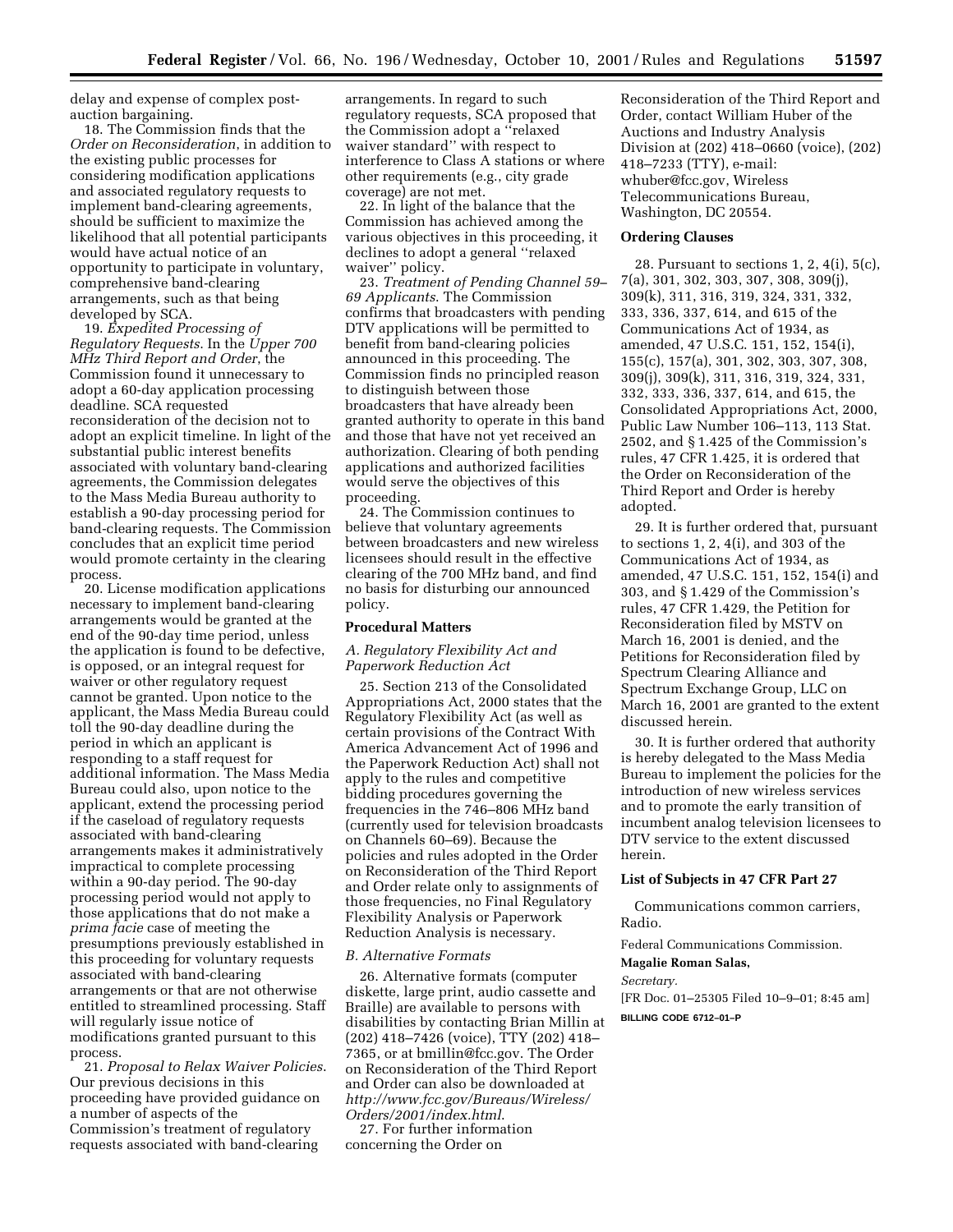delay and expense of complex post-auction bargaining.

18. The Commission finds that the *Order on Reconsideration*, in addition to the existing public processes for considering modification applications and associated regulatory requests to implement band-clearing agreements, should be sufficient to maximize the likelihood that all potential participants would have actual notice of an opportunity to participate in voluntary, comprehensive band-clearing arrangements, such as that being developed by SCA.

19. *Expedited Processing of Regulatory Requests*. In the *Upper 700 MHz Third Report and Order*, the Commission found it unnecessary to adopt a 60-day application processing deadline. SCA requested reconsideration of the decision not to adopt an explicit timeline. In light of the substantial public interest benefits associated with voluntary band-clearing agreements, the Commission delegates to the Mass Media Bureau authority to establish a 90-day processing period for band-clearing requests. The Commission concludes that an explicit time period would promote certainty in the clearing process.

20. License modification applications necessary to implement band-clearing arrangements would be granted at the end of the 90-day time period, unless the application is found to be defective, is opposed, or an integral request for waiver or other regulatory request cannot be granted. Upon notice to the applicant, the Mass Media Bureau could toll the 90-day deadline during the period in which an applicant is responding to a staff request for additional information. The Mass Media Bureau could also, upon notice to the applicant, extend the processing period if the caseload of regulatory requests associated with band-clearing arrangements makes it administratively impractical to complete processing within a 90-day period. The 90-day processing period would not apply to those applications that do not make a *prima facie* case of meeting the presumptions previously established in this proceeding for voluntary requests associated with band-clearing arrangements or that are not otherwise entitled to streamlined processing. Staff will regularly issue notice of modifications granted pursuant to this process.

21. *Proposal to Relax Waiver Policies*. Our previous decisions in this proceeding have provided guidance on a number of aspects of the Commission's treatment of regulatory requests associated with band-clearing arrangements. In regard to such regulatory requests, SCA proposed that the Commission adopt a "relaxed waiver standard" with respect to interference to Class A stations or where other requirements (e.g., city grade coverage) are not met.

22. In light of the balance that the Commission has achieved among the various objectives in this proceeding, it declines to adopt a general "relaxed waiver" policy.

23. *Treatment of Pending Channel 59–69 Applicants*. The Commission confirms that broadcasters with pending DTV applications will be permitted to benefit from band-clearing policies announced in this proceeding. The Commission finds no principled reason to distinguish between those broadcasters that have already been granted authority to operate in this band and those that have not yet received an authorization. Clearing of both pending applications and authorized facilities would serve the objectives of this proceeding.

24. The Commission continues to believe that voluntary agreements between broadcasters and new wireless licensees should result in the effective clearing of the 700 MHz band, and find no basis for disturbing our announced policy.

## Procedural Matters

### *A. Regulatory Flexibility Act and Paperwork Reduction Act*

25. Section 213 of the Consolidated Appropriations Act, 2000 states that the Regulatory Flexibility Act (as well as certain provisions of the Contract With America Advancement Act of 1996 and the Paperwork Reduction Act) shall not apply to the rules and competitive bidding procedures governing the frequencies in the 746–806 MHz band (currently used for television broadcasts on Channels 60–69). Because the policies and rules adopted in the Order on Reconsideration of the Third Report and Order relate only to assignments of those frequencies, no Final Regulatory Flexibility Analysis or Paperwork Reduction Analysis is necessary.

### *B. Alternative Formats*

26. Alternative formats (computer diskette, large print, audio cassette and Braille) are available to persons with disabilities by contacting Brian Millin at (202) 418–7426 (voice), TTY (202) 418–7365, or at bmillin@fcc.gov. The Order on Reconsideration of the Third Report and Order can also be downloaded at *http://www.fcc.gov/Bureaus/Wireless/Orders/2001/index.html*.

27. For further information concerning the Order on Reconsideration of the Third Report and Order, contact William Huber of the Auctions and Industry Analysis Division at (202) 418–0660 (voice), (202) 418–7233 (TTY), e-mail: whuber@fcc.gov, Wireless Telecommunications Bureau, Washington, DC 20554.

## Ordering Clauses

28. Pursuant to sections 1, 2, 4(i), 5(c), 7(a), 301, 302, 303, 307, 308, 309(j), 309(k), 311, 316, 319, 324, 331, 332, 333, 336, 337, 614, and 615 of the Communications Act of 1934, as amended, 47 U.S.C. 151, 152, 154(i), 155(c), 157(a), 301, 302, 303, 307, 308, 309(j), 309(k), 311, 316, 319, 324, 331, 332, 333, 336, 337, 614, and 615, the Consolidated Appropriations Act, 2000, Public Law Number 106–113, 113 Stat. 2502, and § 1.425 of the Commission's rules, 47 CFR 1.425, it is ordered that the Order on Reconsideration of the Third Report and Order is hereby adopted.

29. It is further ordered that, pursuant to sections 1, 2, 4(i), and 303 of the Communications Act of 1934, as amended, 47 U.S.C. 151, 152, 154(i) and 303, and § 1.429 of the Commission's rules, 47 CFR 1.429, the Petition for Reconsideration filed by MSTV on March 16, 2001 is denied, and the Petitions for Reconsideration filed by Spectrum Clearing Alliance and Spectrum Exchange Group, LLC on March 16, 2001 are granted to the extent discussed herein.

30. It is further ordered that authority is hereby delegated to the Mass Media Bureau to implement the policies for the introduction of new wireless services and to promote the early transition of incumbent analog television licensees to DTV service to the extent discussed herein.

## List of Subjects in 47 CFR Part 27

Communications common carriers, Radio.

Federal Communications Commission.

**Magalie Roman Salas,**

*Secretary.*

[FR Doc. 01–25305 Filed 10–9–01; 8:45 am]

**BILLING CODE 6712–01–P**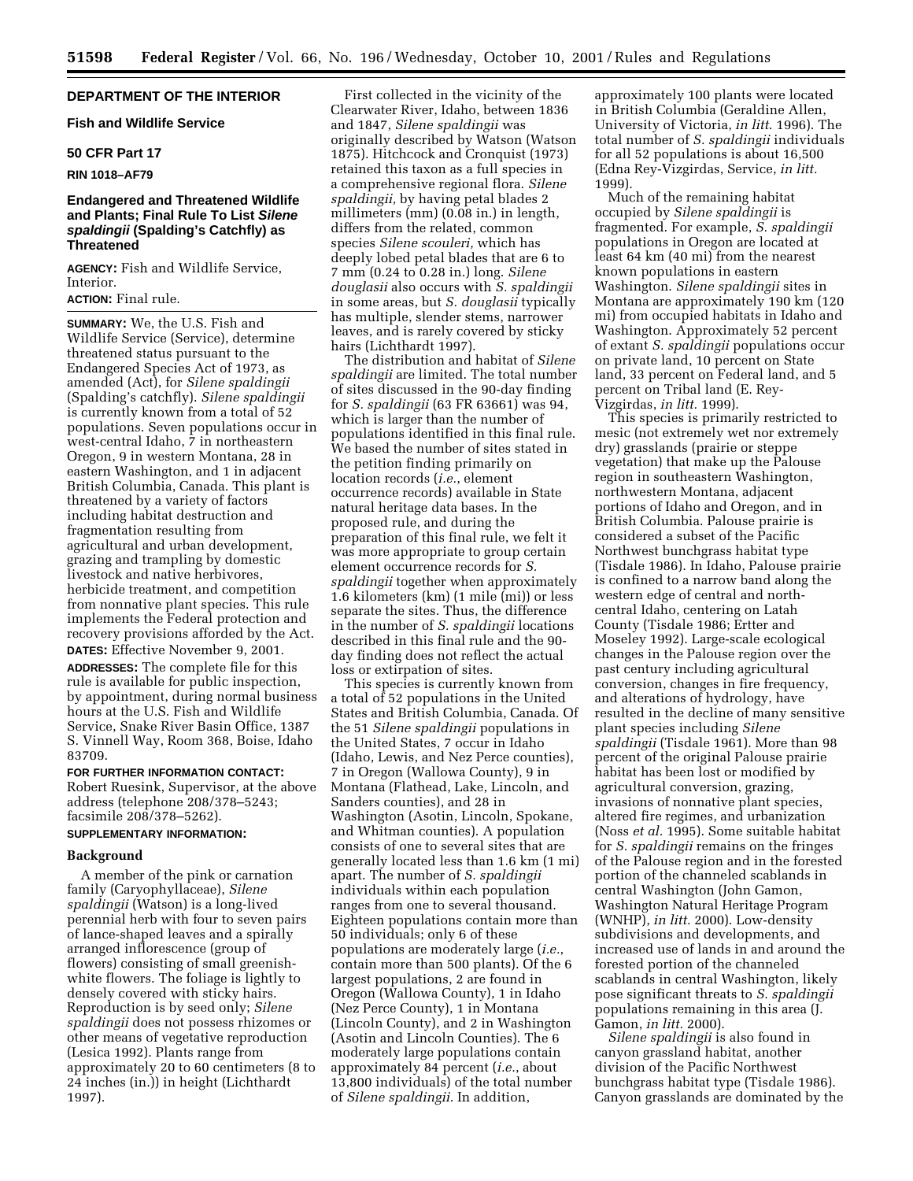## DEPARTMENT OF THE INTERIOR

### Fish and Wildlife Service

### 50 CFR Part 17

### RIN 1018–AF79

### Endangered and Threatened Wildlife and Plants; Final Rule To List *Silene spaldingii* (Spalding's Catchfly) as Threatened

**AGENCY:** Fish and Wildlife Service, Interior.

**ACTION:** Final rule.

**SUMMARY:** We, the U.S. Fish and Wildlife Service (Service), determine threatened status pursuant to the Endangered Species Act of 1973, as amended (Act), for *Silene spaldingii* (Spalding's catchfly). *Silene spaldingii* is currently known from a total of 52 populations. Seven populations occur in west-central Idaho, 7 in northeastern Oregon, 9 in western Montana, 28 in eastern Washington, and 1 in adjacent British Columbia, Canada. This plant is threatened by a variety of factors including habitat destruction and fragmentation resulting from agricultural and urban development, grazing and trampling by domestic livestock and native herbivores, herbicide treatment, and competition from nonnative plant species. This rule implements the Federal protection and recovery provisions afforded by the Act.

**DATES:** Effective November 9, 2001.

**ADDRESSES:** The complete file for this rule is available for public inspection, by appointment, during normal business hours at the U.S. Fish and Wildlife Service, Snake River Basin Office, 1387 S. Vinnell Way, Room 368, Boise, Idaho 83709.

**FOR FURTHER INFORMATION CONTACT:** Robert Ruesink, Supervisor, at the above address (telephone 208/378–5243; facsimile 208/378–5262).

**SUPPLEMENTARY INFORMATION:**

### Background

A member of the pink or carnation family (Caryophyllaceae), *Silene spaldingii* (Watson) is a long-lived perennial herb with four to seven pairs of lance-shaped leaves and a spirally arranged inflorescence (group of flowers) consisting of small greenish-white flowers. The foliage is lightly to densely covered with sticky hairs. Reproduction is by seed only; *Silene spaldingii* does not possess rhizomes or other means of vegetative reproduction (Lesica 1992). Plants range from approximately 20 to 60 centimeters (8 to 24 inches (in.)) in height (Lichthardt 1997).

First collected in the vicinity of the Clearwater River, Idaho, between 1836 and 1847, *Silene spaldingii* was originally described by Watson (Watson 1875). Hitchcock and Cronquist (1973) retained this taxon as a full species in a comprehensive regional flora. *Silene spaldingii,* by having petal blades 2 millimeters (mm) (0.08 in.) in length, differs from the related, common species *Silene scouleri,* which has deeply lobed petal blades that are 6 to 7 mm (0.24 to 0.28 in.) long. *Silene douglasii* also occurs with *S. spaldingii* in some areas, but *S. douglasii* typically has multiple, slender stems, narrower leaves, and is rarely covered by sticky hairs (Lichthardt 1997).

The distribution and habitat of *Silene spaldingii* are limited. The total number of sites discussed in the 90-day finding for *S. spaldingii* (63 FR 63661) was 94, which is larger than the number of populations identified in this final rule. We based the number of sites stated in the petition finding primarily on location records (*i.e.*, element occurrence records) available in State natural heritage data bases. In the proposed rule, and during the preparation of this final rule, we felt it was more appropriate to group certain element occurrence records for *S. spaldingii* together when approximately 1.6 kilometers (km) (1 mile (mi)) or less separate the sites. Thus, the difference in the number of *S. spaldingii* locations described in this final rule and the 90-day finding does not reflect the actual loss or extirpation of sites.

This species is currently known from a total of 52 populations in the United States and British Columbia, Canada. Of the 51 *Silene spaldingii* populations in the United States, 7 occur in Idaho (Idaho, Lewis, and Nez Perce counties), 7 in Oregon (Wallowa County), 9 in Montana (Flathead, Lake, Lincoln, and Sanders counties), and 28 in Washington (Asotin, Lincoln, Spokane, and Whitman counties). A population consists of one to several sites that are generally located less than 1.6 km (1 mi) apart. The number of *S. spaldingii* individuals within each population ranges from one to several thousand. Eighteen populations contain more than 50 individuals; only 6 of these populations are moderately large (*i.e.*, contain more than 500 plants). Of the 6 largest populations, 2 are found in Oregon (Wallowa County), 1 in Idaho (Nez Perce County), 1 in Montana (Lincoln County), and 2 in Washington (Asotin and Lincoln Counties). The 6 moderately large populations contain approximately 84 percent (*i.e.*, about 13,800 individuals) of the total number of *Silene spaldingii*. In addition, approximately 100 plants were located in British Columbia (Geraldine Allen, University of Victoria, *in litt*. 1996). The total number of *S. spaldingii* individuals for all 52 populations is about 16,500 (Edna Rey-Vizgirdas, Service, *in litt.* 1999).

Much of the remaining habitat occupied by *Silene spaldingii* is fragmented. For example, *S. spaldingii* populations in Oregon are located at least 64 km (40 mi) from the nearest known populations in eastern Washington. *Silene spaldingii* sites in Montana are approximately 190 km (120 mi) from occupied habitats in Idaho and Washington. Approximately 52 percent of extant *S. spaldingii* populations occur on private land, 10 percent on State land, 33 percent on Federal land, and 5 percent on Tribal land (E. Rey-Vizgirdas, *in litt.* 1999).

This species is primarily restricted to mesic (not extremely wet nor extremely dry) grasslands (prairie or steppe vegetation) that make up the Palouse region in southeastern Washington, northwestern Montana, adjacent portions of Idaho and Oregon, and in British Columbia. Palouse prairie is considered a subset of the Pacific Northwest bunchgrass habitat type (Tisdale 1986). In Idaho, Palouse prairie is confined to a narrow band along the western edge of central and north-central Idaho, centering on Latah County (Tisdale 1986; Ertter and Moseley 1992). Large-scale ecological changes in the Palouse region over the past century including agricultural conversion, changes in fire frequency, and alterations of hydrology, have resulted in the decline of many sensitive plant species including *Silene spaldingii* (Tisdale 1961). More than 98 percent of the original Palouse prairie habitat has been lost or modified by agricultural conversion, grazing, invasions of nonnative plant species, altered fire regimes, and urbanization (Noss *et al.* 1995). Some suitable habitat for *S. spaldingii* remains on the fringes of the Palouse region and in the forested portion of the channeled scablands in central Washington (John Gamon, Washington Natural Heritage Program (WNHP), *in litt.* 2000). Low-density subdivisions and developments, and increased use of lands in and around the forested portion of the channeled scablands in central Washington, likely pose significant threats to *S. spaldingii* populations remaining in this area (J. Gamon, *in litt.* 2000).

*Silene spaldingii* is also found in canyon grassland habitat, another division of the Pacific Northwest bunchgrass habitat type (Tisdale 1986). Canyon grasslands are dominated by the